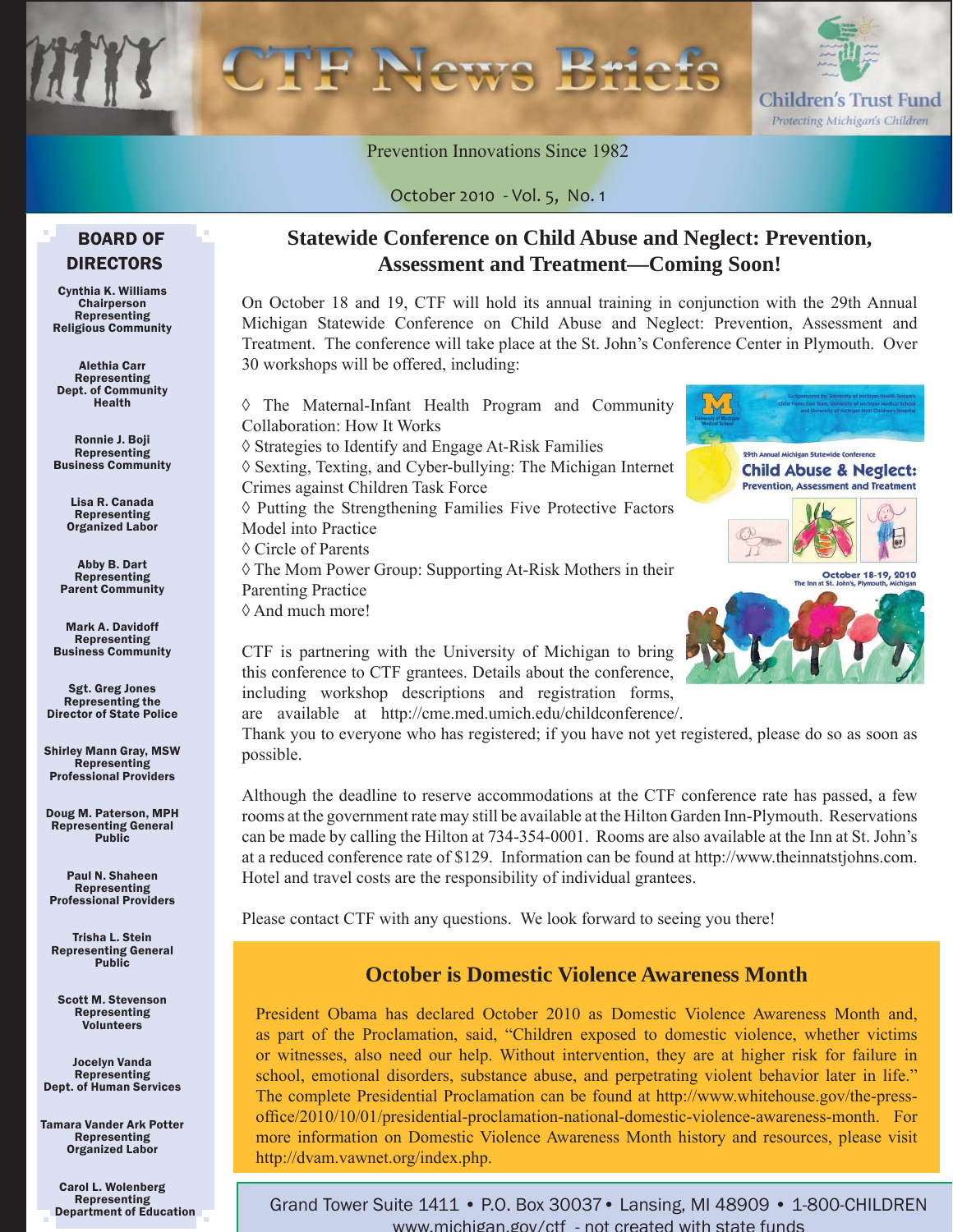# CTF News Briefs

Children's Trust Fund

*Protecting Michigan's Children*

Prevention Innovations Since 1982

October 2010 - Vol. 5, No. 1

## BOARD OF DIRECTORS

**Cynthia K. Williams**
**Chairperson**
**Representing**
**Religious Community**

**Alethia Carr**
**Representing**
**Dept. of Community Health**

**Ronnie J. Boji**
**Representing**
**Business Community**

**Lisa R. Canada**
**Representing**
**Organized Labor**

**Abby B. Dart**
**Representing**
**Parent Community**

**Mark A. Davidoff**
**Representing**
**Business Community**

**Sgt. Greg Jones**
**Representing the Director of State Police**

**Shirley Mann Gray, MSW**
**Representing**
**Professional Providers**

**Doug M. Paterson, MPH**
**Representing General Public**

**Paul N. Shaheen**
**Representing**
**Professional Providers**

**Trisha L. Stein**
**Representing General Public**

**Scott M. Stevenson**
**Representing**
**Volunteers**

**Jocelyn Vanda**
**Representing**
**Dept. of Human Services**

**Tamara Vander Ark Potter**
**Representing**
**Organized Labor**

**Carol L. Wolenberg**
**Representing**
**Department of Education**

## Statewide Conference on Child Abuse and Neglect: Prevention, Assessment and Treatment—Coming Soon!

On October 18 and 19, CTF will hold its annual training in conjunction with the 29th Annual Michigan Statewide Conference on Child Abuse and Neglect: Prevention, Assessment and Treatment. The conference will take place at the St. John's Conference Center in Plymouth. Over 30 workshops will be offered, including:

◊ The Maternal-Infant Health Program and Community Collaboration: How It Works
◊ Strategies to Identify and Engage At-Risk Families
◊ Sexting, Texting, and Cyber-bullying: The Michigan Internet Crimes against Children Task Force
◊ Putting the Strengthening Families Five Protective Factors Model into Practice
◊ Circle of Parents
◊ The Mom Power Group: Supporting At-Risk Mothers in their Parenting Practice
◊ And much more!

CTF is partnering with the University of Michigan to bring this conference to CTF grantees. Details about the conference, including workshop descriptions and registration forms, are available at http://cme.med.umich.edu/childconference/. Thank you to everyone who has registered; if you have not yet registered, please do so as soon as possible.

Although the deadline to reserve accommodations at the CTF conference rate has passed, a few rooms at the government rate may still be available at the Hilton Garden Inn-Plymouth. Reservations can be made by calling the Hilton at 734-354-0001. Rooms are also available at the Inn at St. John's at a reduced conference rate of $129. Information can be found at http://www.theinnatstjohns.com. Hotel and travel costs are the responsibility of individual grantees.

Please contact CTF with any questions. We look forward to seeing you there!

### October is Domestic Violence Awareness Month

President Obama has declared October 2010 as Domestic Violence Awareness Month and, as part of the Proclamation, said, "Children exposed to domestic violence, whether victims or witnesses, also need our help. Without intervention, they are at higher risk for failure in school, emotional disorders, substance abuse, and perpetrating violent behavior later in life." The complete Presidential Proclamation can be found at http://www.whitehouse.gov/the-press-office/2010/10/01/presidential-proclamation-national-domestic-violence-awareness-month. For more information on Domestic Violence Awareness Month history and resources, please visit http://dvam.vawnet.org/index.php.

Grand Tower Suite 1411 • P.O. Box 30037 • Lansing, MI 48909 • 1-800-CHILDREN
www.michigan.gov/ctf - not created with state funds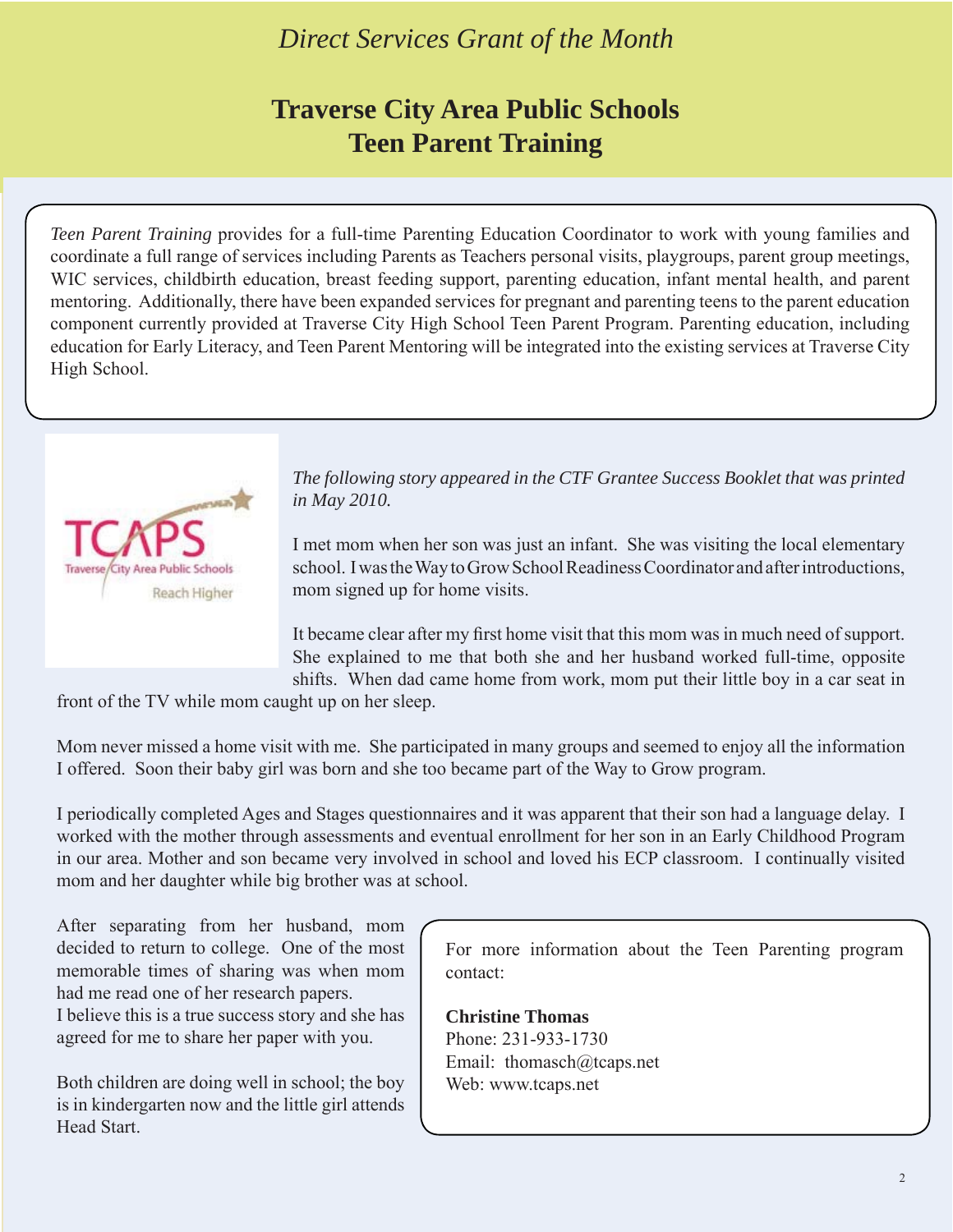*Direct Services Grant of the Month*

# Traverse City Area Public Schools
# Teen Parent Training

*Teen Parent Training* provides for a full-time Parenting Education Coordinator to work with young families and coordinate a full range of services including Parents as Teachers personal visits, playgroups, parent group meetings, WIC services, childbirth education, breast feeding support, parenting education, infant mental health, and parent mentoring. Additionally, there have been expanded services for pregnant and parenting teens to the parent education component currently provided at Traverse City High School Teen Parent Program. Parenting education, including education for Early Literacy, and Teen Parent Mentoring will be integrated into the existing services at Traverse City High School.

*The following story appeared in the CTF Grantee Success Booklet that was printed in May 2010.*

I met mom when her son was just an infant. She was visiting the local elementary school. I was the Way to Grow School Readiness Coordinator and after introductions, mom signed up for home visits.

It became clear after my first home visit that this mom was in much need of support. She explained to me that both she and her husband worked full-time, opposite shifts. When dad came home from work, mom put their little boy in a car seat in front of the TV while mom caught up on her sleep.

Mom never missed a home visit with me. She participated in many groups and seemed to enjoy all the information I offered. Soon their baby girl was born and she too became part of the Way to Grow program.

I periodically completed Ages and Stages questionnaires and it was apparent that their son had a language delay. I worked with the mother through assessments and eventual enrollment for her son in an Early Childhood Program in our area. Mother and son became very involved in school and loved his ECP classroom. I continually visited mom and her daughter while big brother was at school.

After separating from her husband, mom decided to return to college. One of the most memorable times of sharing was when mom had me read one of her research papers.
I believe this is a true success story and she has agreed for me to share her paper with you.

Both children are doing well in school; the boy is in kindergarten now and the little girl attends Head Start.

For more information about the Teen Parenting program contact:

**Christine Thomas**
Phone: 231-933-1730
Email: thomasch@tcaps.net
Web: www.tcaps.net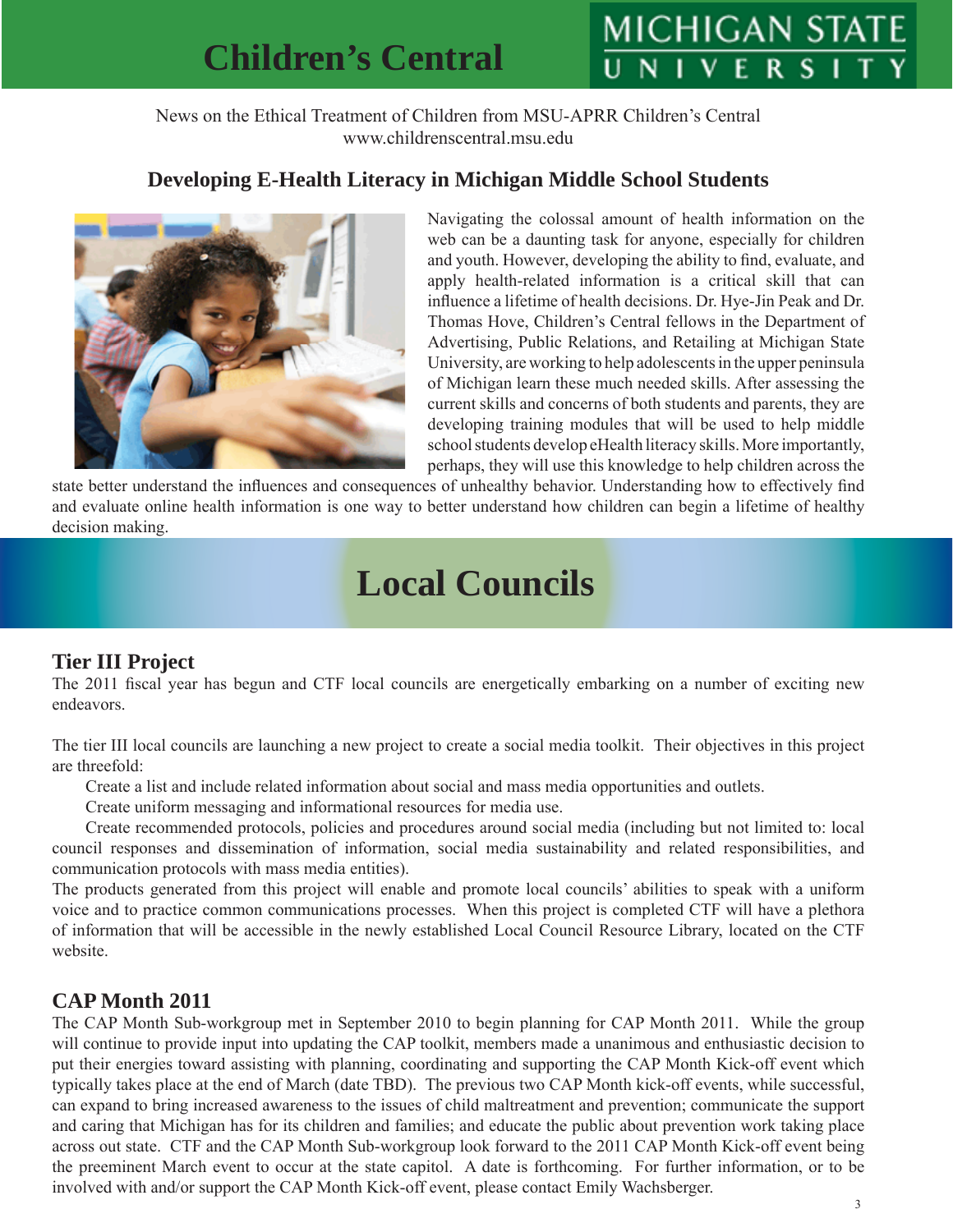# Children's Central

News on the Ethical Treatment of Children from MSU-APRR Children's Central
www.childrenscentral.msu.edu

## Developing E-Health Literacy in Michigan Middle School Students

Navigating the colossal amount of health information on the web can be a daunting task for anyone, especially for children and youth. However, developing the ability to find, evaluate, and apply health-related information is a critical skill that can influence a lifetime of health decisions. Dr. Hye-Jin Peak and Dr. Thomas Hove, Children's Central fellows in the Department of Advertising, Public Relations, and Retailing at Michigan State University, are working to help adolescents in the upper peninsula of Michigan learn these much needed skills. After assessing the current skills and concerns of both students and parents, they are developing training modules that will be used to help middle school students develop eHealth literacy skills. More importantly, perhaps, they will use this knowledge to help children across the state better understand the influences and consequences of unhealthy behavior. Understanding how to effectively find and evaluate online health information is one way to better understand how children can begin a lifetime of healthy decision making.

# Local Councils

## Tier III Project

The 2011 fiscal year has begun and CTF local councils are energetically embarking on a number of exciting new endeavors.

The tier III local councils are launching a new project to create a social media toolkit. Their objectives in this project are threefold:

- Create a list and include related information about social and mass media opportunities and outlets.
- Create uniform messaging and informational resources for media use.
- Create recommended protocols, policies and procedures around social media (including but not limited to: local council responses and dissemination of information, social media sustainability and related responsibilities, and communication protocols with mass media entities).

The products generated from this project will enable and promote local councils' abilities to speak with a uniform voice and to practice common communications processes. When this project is completed CTF will have a plethora of information that will be accessible in the newly established Local Council Resource Library, located on the CTF website.

## CAP Month 2011

The CAP Month Sub-workgroup met in September 2010 to begin planning for CAP Month 2011. While the group will continue to provide input into updating the CAP toolkit, members made a unanimous and enthusiastic decision to put their energies toward assisting with planning, coordinating and supporting the CAP Month Kick-off event which typically takes place at the end of March (date TBD). The previous two CAP Month kick-off events, while successful, can expand to bring increased awareness to the issues of child maltreatment and prevention; communicate the support and caring that Michigan has for its children and families; and educate the public about prevention work taking place across out state. CTF and the CAP Month Sub-workgroup look forward to the 2011 CAP Month Kick-off event being the preeminent March event to occur at the state capitol. A date is forthcoming. For further information, or to be involved with and/or support the CAP Month Kick-off event, please contact Emily Wachsberger.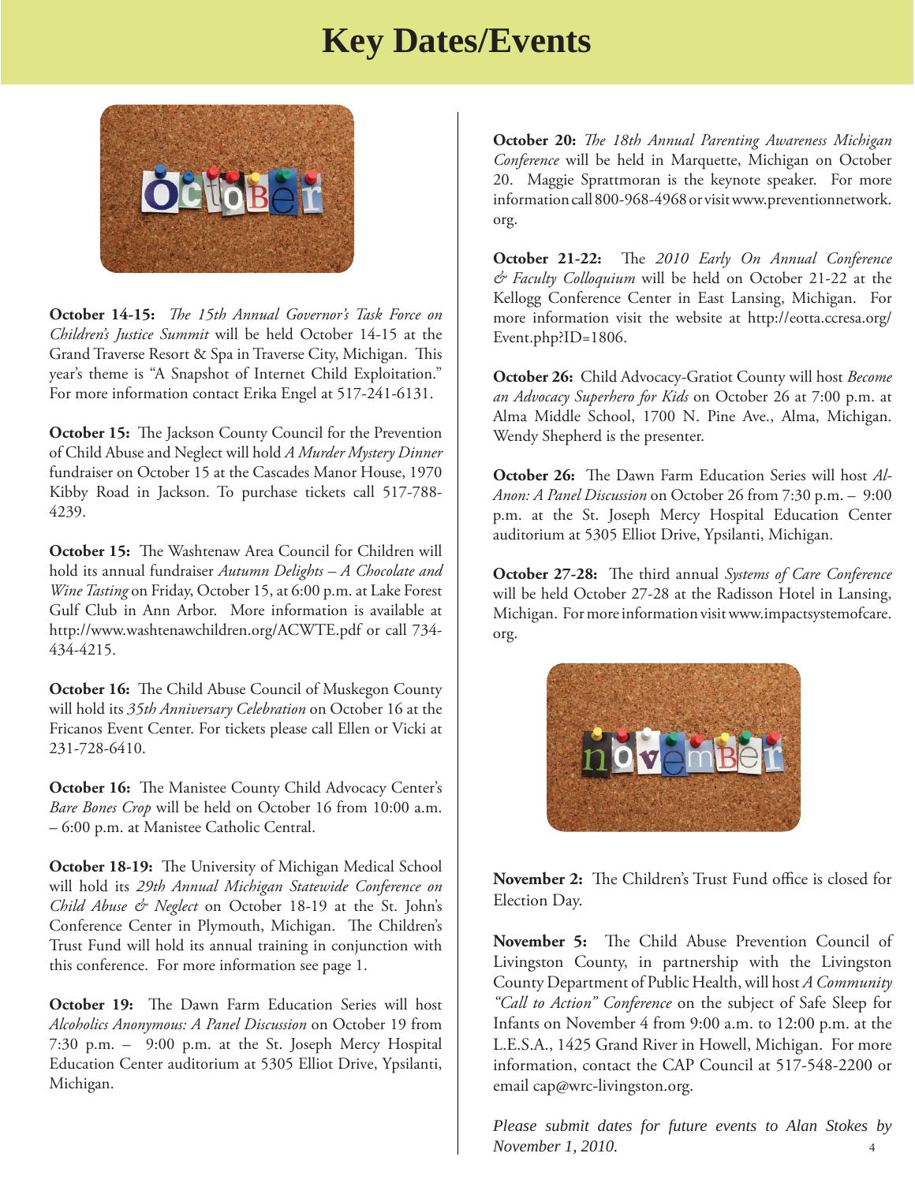# Key Dates/Events

**October 14-15:** *The 15th Annual Governor's Task Force on Children's Justice Summit* will be held October 14-15 at the Grand Traverse Resort & Spa in Traverse City, Michigan. This year's theme is "A Snapshot of Internet Child Exploitation." For more information contact Erika Engel at 517-241-6131.

**October 15:** The Jackson County Council for the Prevention of Child Abuse and Neglect will hold *A Murder Mystery Dinner* fundraiser on October 15 at the Cascades Manor House, 1970 Kibby Road in Jackson. To purchase tickets call 517-788-4239.

**October 15:** The Washtenaw Area Council for Children will hold its annual fundraiser *Autumn Delights – A Chocolate and Wine Tasting* on Friday, October 15, at 6:00 p.m. at Lake Forest Gulf Club in Ann Arbor. More information is available at http://www.washtenawchildren.org/ACWTE.pdf or call 734-434-4215.

**October 16:** The Child Abuse Council of Muskegon County will hold its *35th Anniversary Celebration* on October 16 at the Fricanos Event Center. For tickets please call Ellen or Vicki at 231-728-6410.

**October 16:** The Manistee County Child Advocacy Center's *Bare Bones Crop* will be held on October 16 from 10:00 a.m. – 6:00 p.m. at Manistee Catholic Central.

**October 18-19:** The University of Michigan Medical School will hold its *29th Annual Michigan Statewide Conference on Child Abuse & Neglect* on October 18-19 at the St. John's Conference Center in Plymouth, Michigan. The Children's Trust Fund will hold its annual training in conjunction with this conference. For more information see page 1.

**October 19:** The Dawn Farm Education Series will host *Alcoholics Anonymous: A Panel Discussion* on October 19 from 7:30 p.m. – 9:00 p.m. at the St. Joseph Mercy Hospital Education Center auditorium at 5305 Elliot Drive, Ypsilanti, Michigan.

**October 20:** *The 18th Annual Parenting Awareness Michigan Conference* will be held in Marquette, Michigan on October 20. Maggie Sprattmoran is the keynote speaker. For more information call 800-968-4968 or visit www.preventionnetwork.org.

**October 21-22:** The *2010 Early On Annual Conference & Faculty Colloquium* will be held on October 21-22 at the Kellogg Conference Center in East Lansing, Michigan. For more information visit the website at http://eotta.ccresa.org/Event.php?ID=1806.

**October 26:** Child Advocacy-Gratiot County will host *Become an Advocacy Superhero for Kids* on October 26 at 7:00 p.m. at Alma Middle School, 1700 N. Pine Ave., Alma, Michigan. Wendy Shepherd is the presenter.

**October 26:** The Dawn Farm Education Series will host *Al-Anon: A Panel Discussion* on October 26 from 7:30 p.m. – 9:00 p.m. at the St. Joseph Mercy Hospital Education Center auditorium at 5305 Elliot Drive, Ypsilanti, Michigan.

**October 27-28:** The third annual *Systems of Care Conference* will be held October 27-28 at the Radisson Hotel in Lansing, Michigan. For more information visit www.impactsystemofcare.org.

**November 2:** The Children's Trust Fund office is closed for Election Day.

**November 5:** The Child Abuse Prevention Council of Livingston County, in partnership with the Livingston County Department of Public Health, will host *A Community "Call to Action" Conference* on the subject of Safe Sleep for Infants on November 4 from 9:00 a.m. to 12:00 p.m. at the L.E.S.A., 1425 Grand River in Howell, Michigan. For more information, contact the CAP Council at 517-548-2200 or email cap@wrc-livingston.org.

*Please submit dates for future events to Alan Stokes by November 1, 2010.*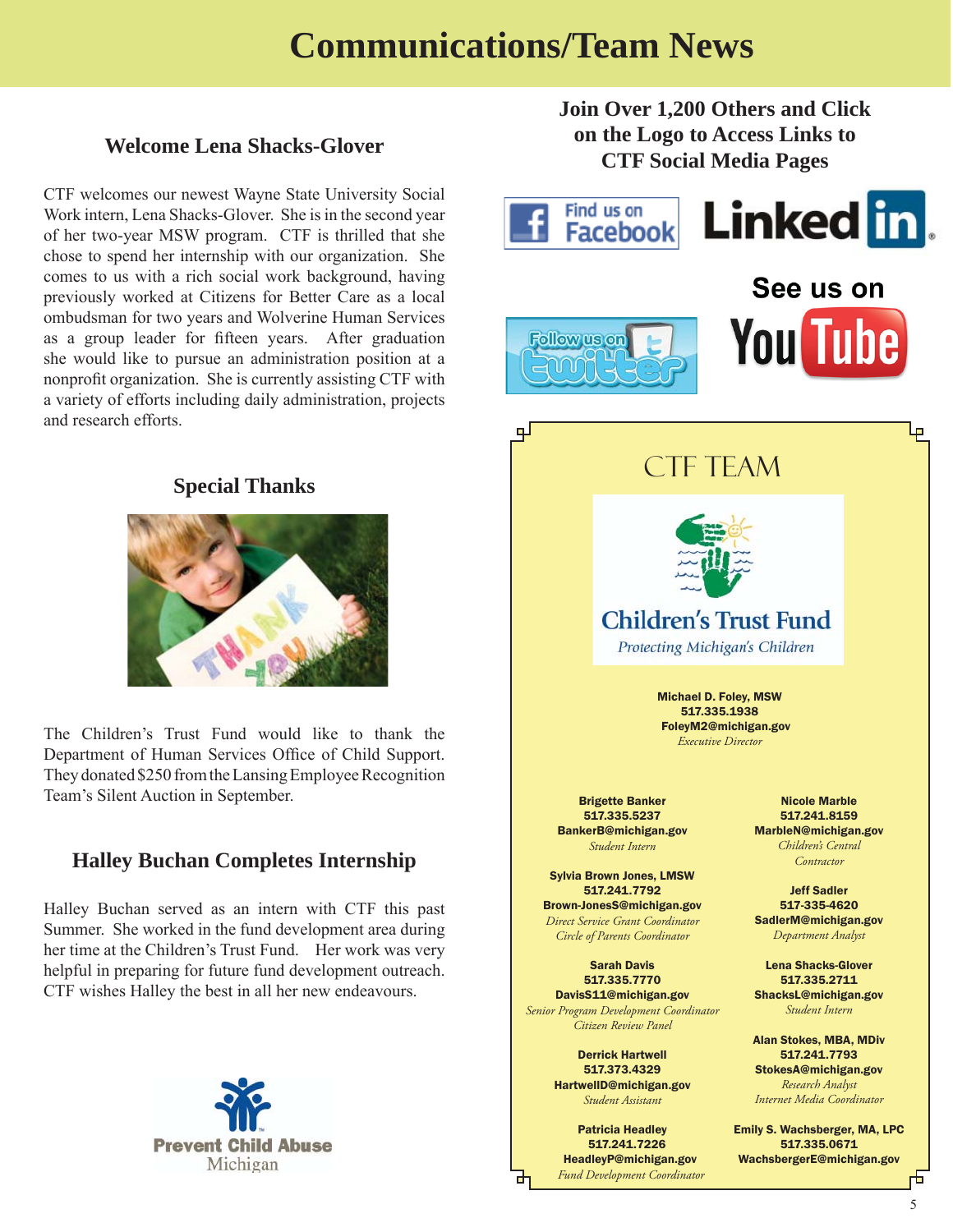# Communications/Team News

## Welcome Lena Shacks-Glover

CTF welcomes our newest Wayne State University Social Work intern, Lena Shacks-Glover. She is in the second year of her two-year MSW program. CTF is thrilled that she chose to spend her internship with our organization. She comes to us with a rich social work background, having previously worked at Citizens for Better Care as a local ombudsman for two years and Wolverine Human Services as a group leader for fifteen years. After graduation she would like to pursue an administration position at a nonprofit organization. She is currently assisting CTF with a variety of efforts including daily administration, projects and research efforts.

## Special Thanks

The Children's Trust Fund would like to thank the Department of Human Services Office of Child Support. They donated $250 from the Lansing Employee Recognition Team's Silent Auction in September.

## Halley Buchan Completes Internship

Halley Buchan served as an intern with CTF this past Summer. She worked in the fund development area during her time at the Children's Trust Fund. Her work was very helpful in preparing for future fund development outreach. CTF wishes Halley the best in all her new endeavours.

Prevent Child Abuse Michigan

## Join Over 1,200 Others and Click on the Logo to Access Links to CTF Social Media Pages

Find us on Facebook

LinkedIn

Follow us on twitter

See us on YouTube

## CTF TEAM

Children's Trust Fund
*Protecting Michigan's Children*

**Michael D. Foley, MSW**
**517.335.1938**
**FoleyM2@michigan.gov**
*Executive Director*

**Brigette Banker**
**517.335.5237**
**BankerB@michigan.gov**
*Student Intern*

**Sylvia Brown Jones, LMSW**
**517.241.7792**
**Brown-JonesS@michigan.gov**
*Direct Service Grant Coordinator*
*Circle of Parents Coordinator*

**Sarah Davis**
**517.335.7770**
**DavisS11@michigan.gov**
*Senior Program Development Coordinator*
*Citizen Review Panel*

**Derrick Hartwell**
**517.373.4329**
**HartwellD@michigan.gov**
*Student Assistant*

**Patricia Headley**
**517.241.7226**
**HeadleyP@michigan.gov**
*Fund Development Coordinator*

**Nicole Marble**
**517.241.8159**
**MarbleN@michigan.gov**
*Children's Central Contractor*

**Jeff Sadler**
**517-335-4620**
**SadlerM@michigan.gov**
*Department Analyst*

**Lena Shacks-Glover**
**517.335.2711**
**ShacksL@michigan.gov**
*Student Intern*

**Alan Stokes, MBA, MDiv**
**517.241.7793**
**StokesA@michigan.gov**
*Research Analyst*
*Internet Media Coordinator*

**Emily S. Wachsberger, MA, LPC**
**517.335.0671**
**WachsbergerE@michigan.gov**